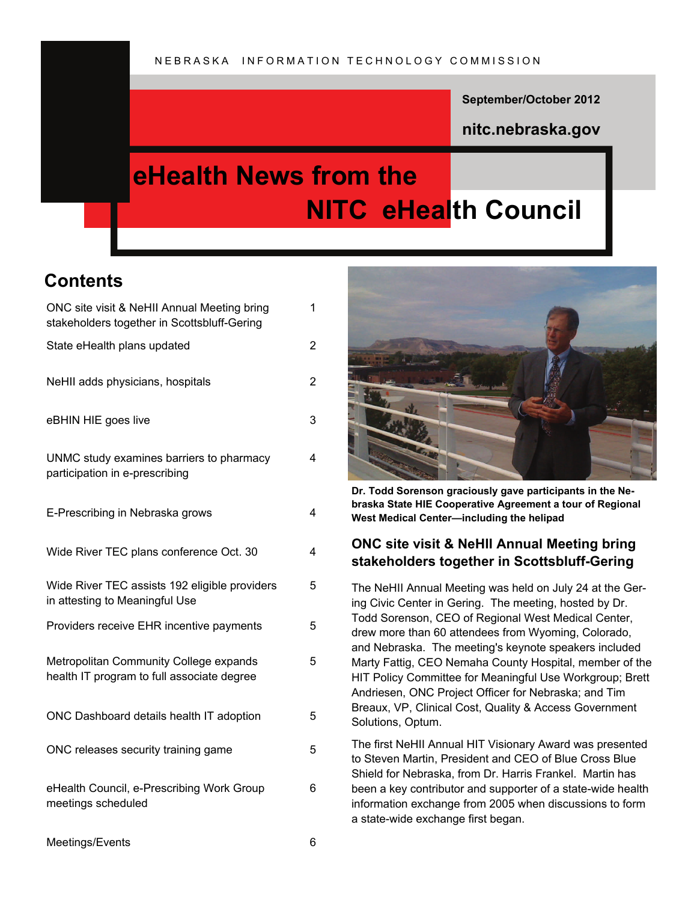NEBRASKA INFORMATION TECHNOLOGY COMMISSION

September/October 2012

nitc.nebraska.gov

# eHealth News from the NITC eHealth Council

## Contents

| | |
|---|---|
| ONC site visit & NeHII Annual Meeting bring stakeholders together in Scottsbluff-Gering | 1 |
| State eHealth plans updated | 2 |
| NeHII adds physicians, hospitals | 2 |
| eBHIN HIE goes live | 3 |
| UNMC study examines barriers to pharmacy participation in e-prescribing | 4 |
| E-Prescribing in Nebraska grows | 4 |
| Wide River TEC plans conference Oct. 30 | 4 |
| Wide River TEC assists 192 eligible providers in attesting to Meaningful Use | 5 |
| Providers receive EHR incentive payments | 5 |
| Metropolitan Community College expands health IT program to full associate degree | 5 |
| ONC Dashboard details health IT adoption | 5 |
| ONC releases security training game | 5 |
| eHealth Council, e-Prescribing Work Group meetings scheduled | 6 |
| Meetings/Events | 6 |

**Dr. Todd Sorenson graciously gave participants in the Nebraska State HIE Cooperative Agreement a tour of Regional West Medical Center—including the helipad**

## ONC site visit & NeHII Annual Meeting bring stakeholders together in Scottsbluff-Gering

The NeHII Annual Meeting was held on July 24 at the Gering Civic Center in Gering. The meeting, hosted by Dr. Todd Sorenson, CEO of Regional West Medical Center, drew more than 60 attendees from Wyoming, Colorado, and Nebraska. The meeting's keynote speakers included Marty Fattig, CEO Nemaha County Hospital, member of the HIT Policy Committee for Meaningful Use Workgroup; Brett Andriesen, ONC Project Officer for Nebraska; and Tim Breaux, VP, Clinical Cost, Quality & Access Government Solutions, Optum.

The first NeHII Annual HIT Visionary Award was presented to Steven Martin, President and CEO of Blue Cross Blue Shield for Nebraska, from Dr. Harris Frankel. Martin has been a key contributor and supporter of a state-wide health information exchange from 2005 when discussions to form a state-wide exchange first began.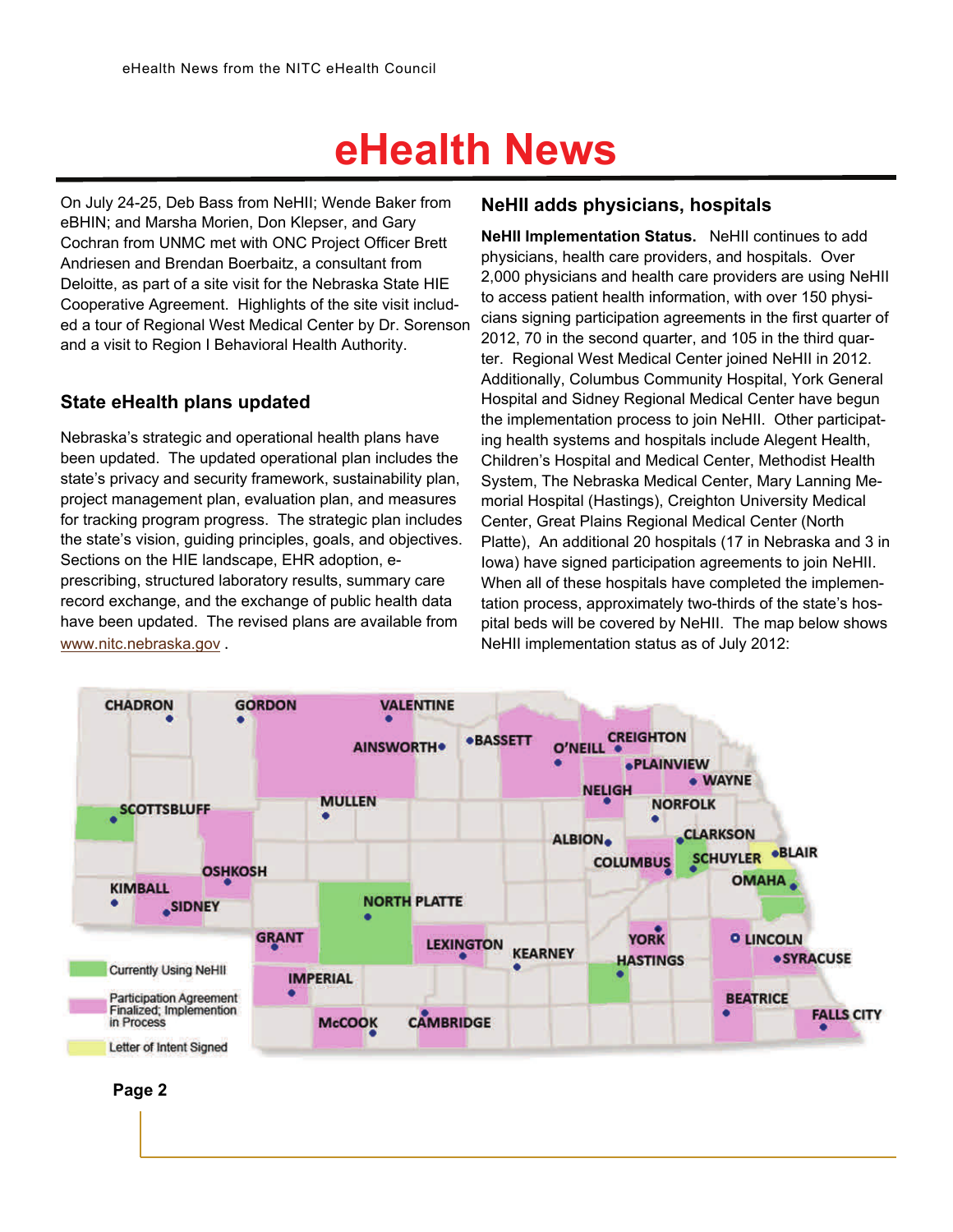# eHealth News

On July 24-25, Deb Bass from NeHII; Wende Baker from eBHIN; and Marsha Morien, Don Klepser, and Gary Cochran from UNMC met with ONC Project Officer Brett Andriesen and Brendan Boerbaitz, a consultant from Deloitte, as part of a site visit for the Nebraska State HIE Cooperative Agreement. Highlights of the site visit included a tour of Regional West Medical Center by Dr. Sorenson and a visit to Region I Behavioral Health Authority.

## State eHealth plans updated

Nebraska's strategic and operational health plans have been updated. The updated operational plan includes the state's privacy and security framework, sustainability plan, project management plan, evaluation plan, and measures for tracking program progress. The strategic plan includes the state's vision, guiding principles, goals, and objectives. Sections on the HIE landscape, EHR adoption, e-prescribing, structured laboratory results, summary care record exchange, and the exchange of public health data have been updated. The revised plans are available from www.nitc.nebraska.gov .

## NeHII adds physicians, hospitals

**NeHII Implementation Status.** NeHII continues to add physicians, health care providers, and hospitals. Over 2,000 physicians and health care providers are using NeHII to access patient health information, with over 150 physicians signing participation agreements in the first quarter of 2012, 70 in the second quarter, and 105 in the third quarter. Regional West Medical Center joined NeHII in 2012. Additionally, Columbus Community Hospital, York General Hospital and Sidney Regional Medical Center have begun the implementation process to join NeHII. Other participating health systems and hospitals include Alegent Health, Children's Hospital and Medical Center, Methodist Health System, The Nebraska Medical Center, Mary Lanning Memorial Hospital (Hastings), Creighton University Medical Center, Great Plains Regional Medical Center (North Platte), An additional 20 hospitals (17 in Nebraska and 3 in Iowa) have signed participation agreements to join NeHII. When all of these hospitals have completed the implementation process, approximately two-thirds of the state's hospital beds will be covered by NeHII. The map below shows NeHII implementation status as of July 2012:

CHADRON, GORDON, VALENTINE, AINSWORTH, BASSETT, O'NEILL, CREIGHTON, PLAINVIEW, WAYNE, NELIGH, NORFOLK, SCOTTSBLUFF, MULLEN, ALBION, CLARKSON, BLAIR, COLUMBUS, SCHUYLER, OMAHA, OSHKOSH, KIMBALL, SIDNEY, NORTH PLATTE, GRANT, LEXINGTON, KEARNEY, YORK, HASTINGS, LINCOLN, SYRACUSE, IMPERIAL, BEATRICE, McCOOK, CAMBRIDGE, FALLS CITY

- Currently Using NeHII
- Participation Agreement Finalized; Implemention in Process
- Letter of Intent Signed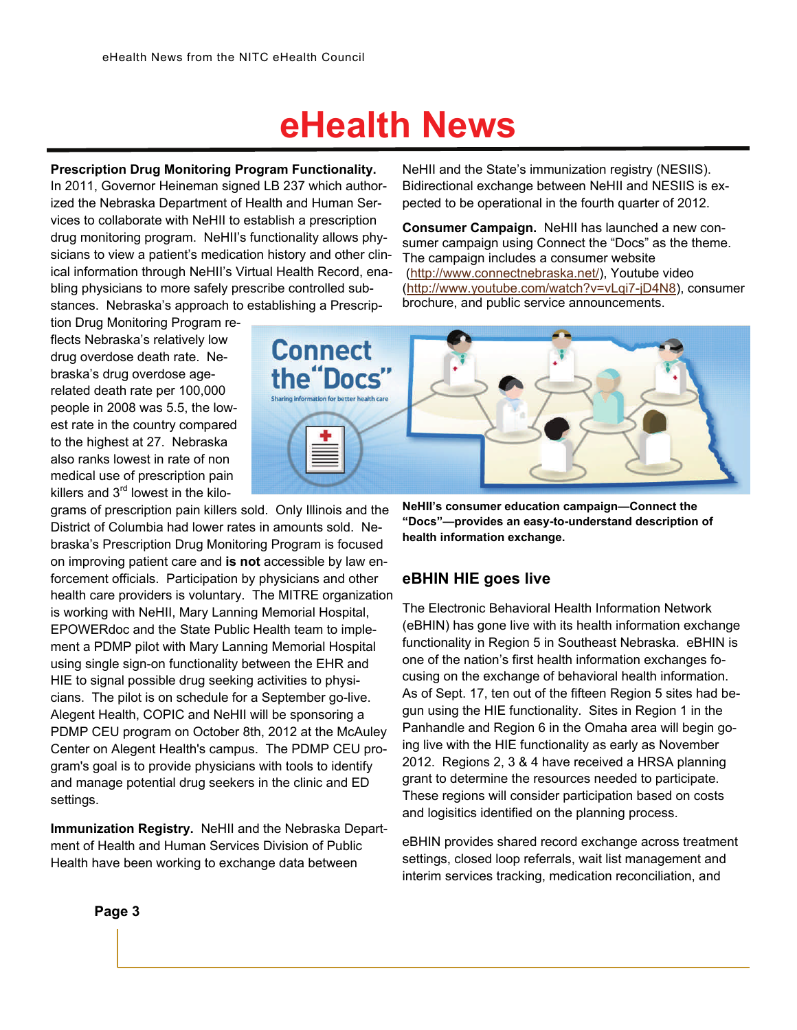# eHealth News

**Prescription Drug Monitoring Program Functionality.** In 2011, Governor Heineman signed LB 237 which authorized the Nebraska Department of Health and Human Services to collaborate with NeHII to establish a prescription drug monitoring program. NeHII's functionality allows physicians to view a patient's medication history and other clinical information through NeHII's Virtual Health Record, enabling physicians to more safely prescribe controlled substances. Nebraska's approach to establishing a Prescription Drug Monitoring Program reflects Nebraska's relatively low drug overdose death rate. Nebraska's drug overdose age-related death rate per 100,000 people in 2008 was 5.5, the lowest rate in the country compared to the highest at 27. Nebraska also ranks lowest in rate of non medical use of prescription pain killers and 3rd lowest in the kilograms of prescription pain killers sold. Only Illinois and the District of Columbia had lower rates in amounts sold. Nebraska's Prescription Drug Monitoring Program is focused on improving patient care and **is not** accessible by law enforcement officials. Participation by physicians and other health care providers is voluntary. The MITRE organization is working with NeHII, Mary Lanning Memorial Hospital, EPOWERdoc and the State Public Health team to implement a PDMP pilot with Mary Lanning Memorial Hospital using single sign-on functionality between the EHR and HIE to signal possible drug seeking activities to physicians. The pilot is on schedule for a September go-live. Alegent Health, COPIC and NeHII will be sponsoring a PDMP CEU program on October 8th, 2012 at the McAuley Center on Alegent Health's campus. The PDMP CEU program's goal is to provide physicians with tools to identify and manage potential drug seekers in the clinic and ED settings.

**Immunization Registry.** NeHII and the Nebraska Department of Health and Human Services Division of Public Health have been working to exchange data between NeHII and the State's immunization registry (NESIIS). Bidirectional exchange between NeHII and NESIIS is expected to be operational in the fourth quarter of 2012.

**Consumer Campaign.** NeHII has launched a new consumer campaign using Connect the "Docs" as the theme. The campaign includes a consumer website (http://www.connectnebraska.net/), Youtube video (http://www.youtube.com/watch?v=vLqi7-jD4N8), consumer brochure, and public service announcements.

**NeHII's consumer education campaign—Connect the "Docs"—provides an easy-to-understand description of health information exchange.**

## eBHIN HIE goes live

The Electronic Behavioral Health Information Network (eBHIN) has gone live with its health information exchange functionality in Region 5 in Southeast Nebraska. eBHIN is one of the nation's first health information exchanges focusing on the exchange of behavioral health information. As of Sept. 17, ten out of the fifteen Region 5 sites had begun using the HIE functionality. Sites in Region 1 in the Panhandle and Region 6 in the Omaha area will begin going live with the HIE functionality as early as November 2012. Regions 2, 3 & 4 have received a HRSA planning grant to determine the resources needed to participate. These regions will consider participation based on costs and logisitics identified on the planning process.

eBHIN provides shared record exchange across treatment settings, closed loop referrals, wait list management and interim services tracking, medication reconciliation, and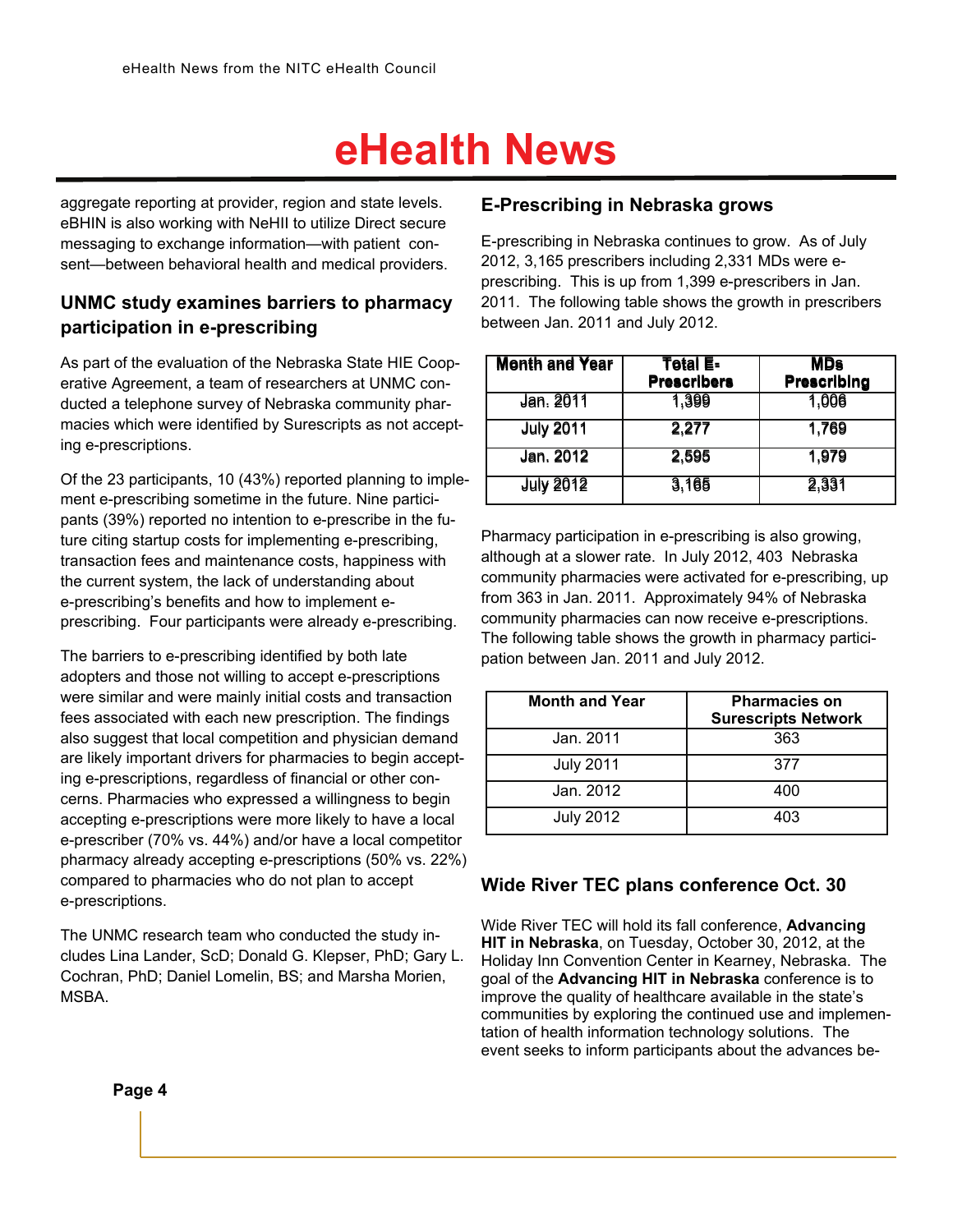aggregate reporting at provider, region and state levels. eBHIN is also working with NeHII to utilize Direct secure messaging to exchange information—with patient consent—between behavioral health and medical providers.

## UNMC study examines barriers to pharmacy participation in e-prescribing

As part of the evaluation of the Nebraska State HIE Cooperative Agreement, a team of researchers at UNMC conducted a telephone survey of Nebraska community pharmacies which were identified by Surescripts as not accepting e-prescriptions.

Of the 23 participants, 10 (43%) reported planning to implement e-prescribing sometime in the future. Nine participants (39%) reported no intention to e-prescribe in the future citing startup costs for implementing e-prescribing, transaction fees and maintenance costs, happiness with the current system, the lack of understanding about e-prescribing's benefits and how to implement e-prescribing. Four participants were already e-prescribing.

The barriers to e-prescribing identified by both late adopters and those not willing to accept e-prescriptions were similar and were mainly initial costs and transaction fees associated with each new prescription. The findings also suggest that local competition and physician demand are likely important drivers for pharmacies to begin accepting e-prescriptions, regardless of financial or other concerns. Pharmacies who expressed a willingness to begin accepting e-prescriptions were more likely to have a local e-prescriber (70% vs. 44%) and/or have a local competitor pharmacy already accepting e-prescriptions (50% vs. 22%) compared to pharmacies who do not plan to accept e-prescriptions.

The UNMC research team who conducted the study includes Lina Lander, ScD; Donald G. Klepser, PhD; Gary L. Cochran, PhD; Daniel Lomelin, BS; and Marsha Morien, MSBA.

## E-Prescribing in Nebraska grows

E-prescribing in Nebraska continues to grow. As of July 2012, 3,165 prescribers including 2,331 MDs were e-prescribing. This is up from 1,399 e-prescribers in Jan. 2011. The following table shows the growth in prescribers between Jan. 2011 and July 2012.

| Month and Year | Total E-Prescribers | MDs Prescribing |
|---|---|---|
| Jan. 2011 | 1,399 | 1,006 |
| July 2011 | 2,277 | 1,769 |
| Jan. 2012 | 2,595 | 1,979 |
| July 2012 | 3,165 | 2,331 |

Pharmacy participation in e-prescribing is also growing, although at a slower rate. In July 2012, 403 Nebraska community pharmacies were activated for e-prescribing, up from 363 in Jan. 2011. Approximately 94% of Nebraska community pharmacies can now receive e-prescriptions. The following table shows the growth in pharmacy participation between Jan. 2011 and July 2012.

| Month and Year | Pharmacies on Surescripts Network |
|---|---|
| Jan. 2011 | 363 |
| July 2011 | 377 |
| Jan. 2012 | 400 |
| July 2012 | 403 |

## Wide River TEC plans conference Oct. 30

Wide River TEC will hold its fall conference, **Advancing HIT in Nebraska**, on Tuesday, October 30, 2012, at the Holiday Inn Convention Center in Kearney, Nebraska. The goal of the **Advancing HIT in Nebraska** conference is to improve the quality of healthcare available in the state's communities by exploring the continued use and implementation of health information technology solutions. The event seeks to inform participants about the advances be-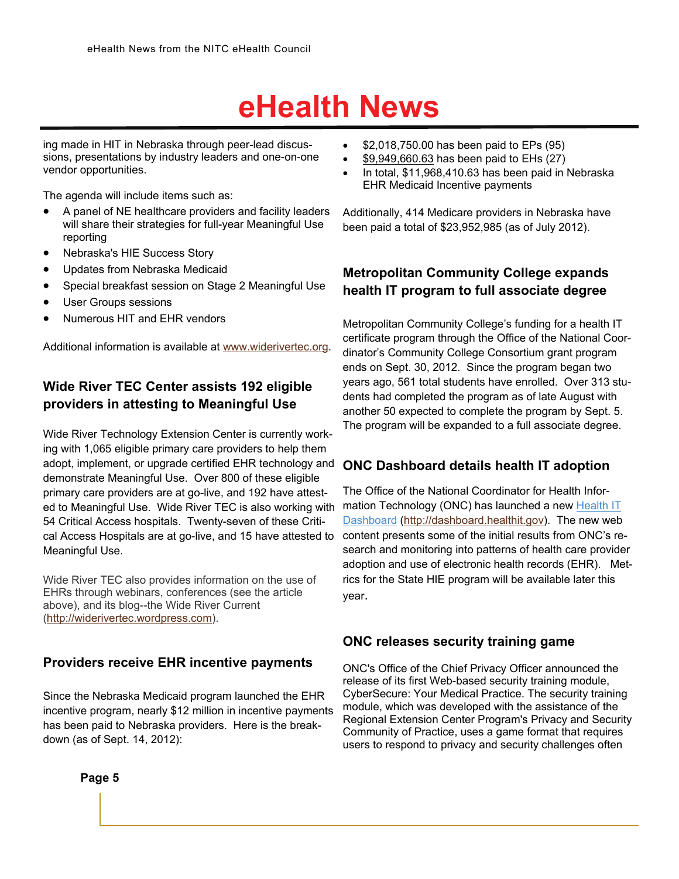# eHealth News

ing made in HIT in Nebraska through peer-lead discussions, presentations by industry leaders and one-on-one vendor opportunities.

The agenda will include items such as:

- A panel of NE healthcare providers and facility leaders will share their strategies for full-year Meaningful Use reporting
- Nebraska's HIE Success Story
- Updates from Nebraska Medicaid
- Special breakfast session on Stage 2 Meaningful Use
- User Groups sessions
- Numerous HIT and EHR vendors

Additional information is available at www.widerivertec.org.

### Wide River TEC Center assists 192 eligible providers in attesting to Meaningful Use

Wide River Technology Extension Center is currently working with 1,065 eligible primary care providers to help them adopt, implement, or upgrade certified EHR technology and demonstrate Meaningful Use. Over 800 of these eligible primary care providers are at go-live, and 192 have attested to Meaningful Use. Wide River TEC is also working with 54 Critical Access hospitals. Twenty-seven of these Critical Access Hospitals are at go-live, and 15 have attested to Meaningful Use.

Wide River TEC also provides information on the use of EHRs through webinars, conferences (see the article above), and its blog--the Wide River Current (http://widerivertec.wordpress.com).

### Providers receive EHR incentive payments

Since the Nebraska Medicaid program launched the EHR incentive program, nearly $12 million in incentive payments has been paid to Nebraska providers. Here is the breakdown (as of Sept. 14, 2012):

- $2,018,750.00 has been paid to EPs (95)
- $9,949,660.63 has been paid to EHs (27)
- In total, $11,968,410.63 has been paid in Nebraska EHR Medicaid Incentive payments

Additionally, 414 Medicare providers in Nebraska have been paid a total of $23,952,985 (as of July 2012).

### Metropolitan Community College expands health IT program to full associate degree

Metropolitan Community College's funding for a health IT certificate program through the Office of the National Coordinator's Community College Consortium grant program ends on Sept. 30, 2012. Since the program began two years ago, 561 total students have enrolled. Over 313 students had completed the program as of late August with another 50 expected to complete the program by Sept. 5. The program will be expanded to a full associate degree.

### ONC Dashboard details health IT adoption

The Office of the National Coordinator for Health Information Technology (ONC) has launched a new Health IT Dashboard (http://dashboard.healthit.gov). The new web content presents some of the initial results from ONC's research and monitoring into patterns of health care provider adoption and use of electronic health records (EHR). Metrics for the State HIE program will be available later this year.

### ONC releases security training game

ONC's Office of the Chief Privacy Officer announced the release of its first Web-based security training module, CyberSecure: Your Medical Practice. The security training module, which was developed with the assistance of the Regional Extension Center Program's Privacy and Security Community of Practice, uses a game format that requires users to respond to privacy and security challenges often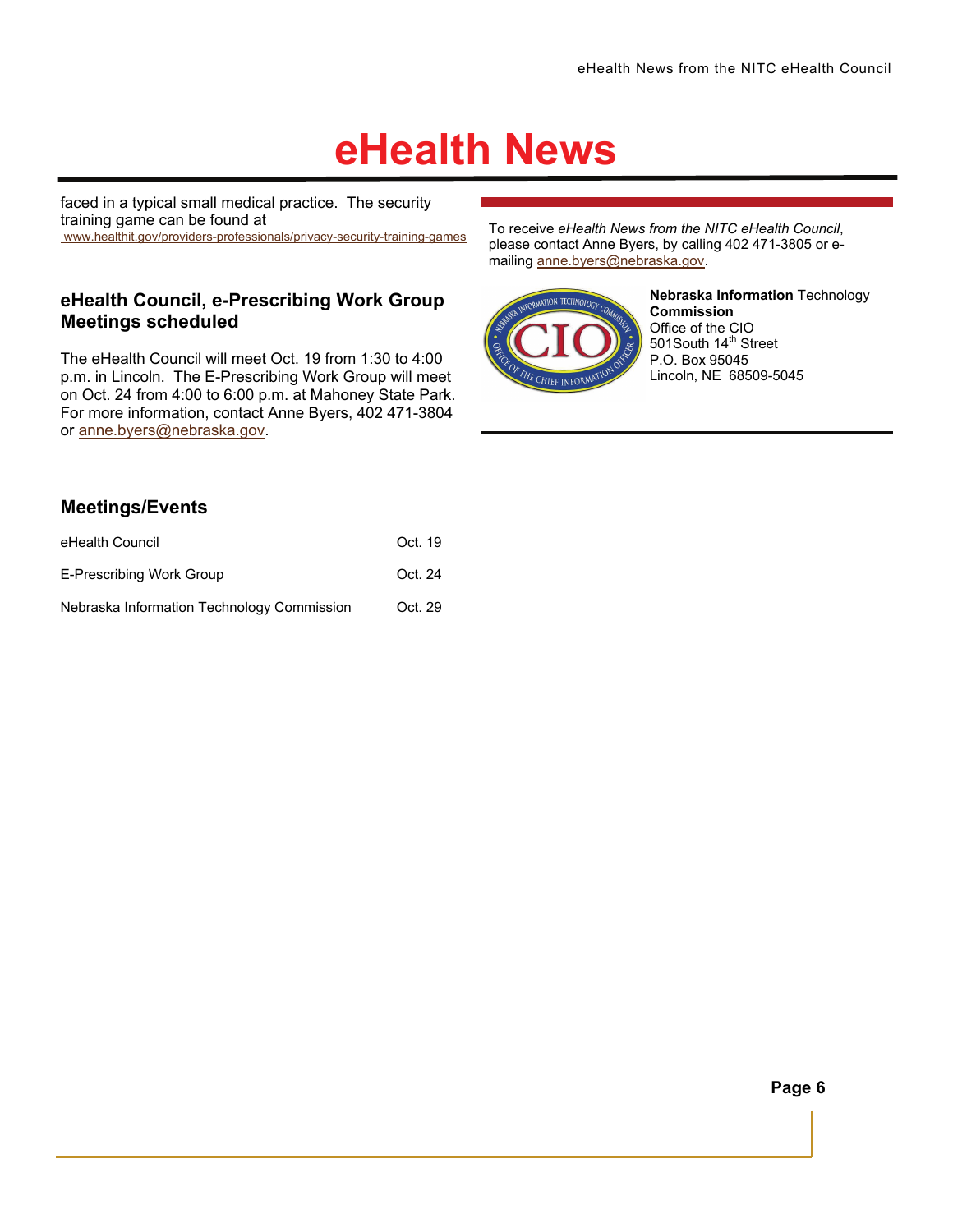# eHealth News

faced in a typical small medical practice. The security training game can be found at www.healthit.gov/providers-professionals/privacy-security-training-games

## eHealth Council, e-Prescribing Work Group Meetings scheduled

The eHealth Council will meet Oct. 19 from 1:30 to 4:00 p.m. in Lincoln. The E-Prescribing Work Group will meet on Oct. 24 from 4:00 to 6:00 p.m. at Mahoney State Park. For more information, contact Anne Byers, 402 471-3804 or anne.byers@nebraska.gov.

## Meetings/Events

| | |
|---|---|
| eHealth Council | Oct. 19 |
| E-Prescribing Work Group | Oct. 24 |
| Nebraska Information Technology Commission | Oct. 29 |

To receive *eHealth News from the NITC eHealth Council*, please contact Anne Byers, by calling 402 471-3805 or e-mailing anne.byers@nebraska.gov.

**Nebraska Information** Technology **Commission**
Office of the CIO
501South 14th Street
P.O. Box 95045
Lincoln, NE 68509-5045